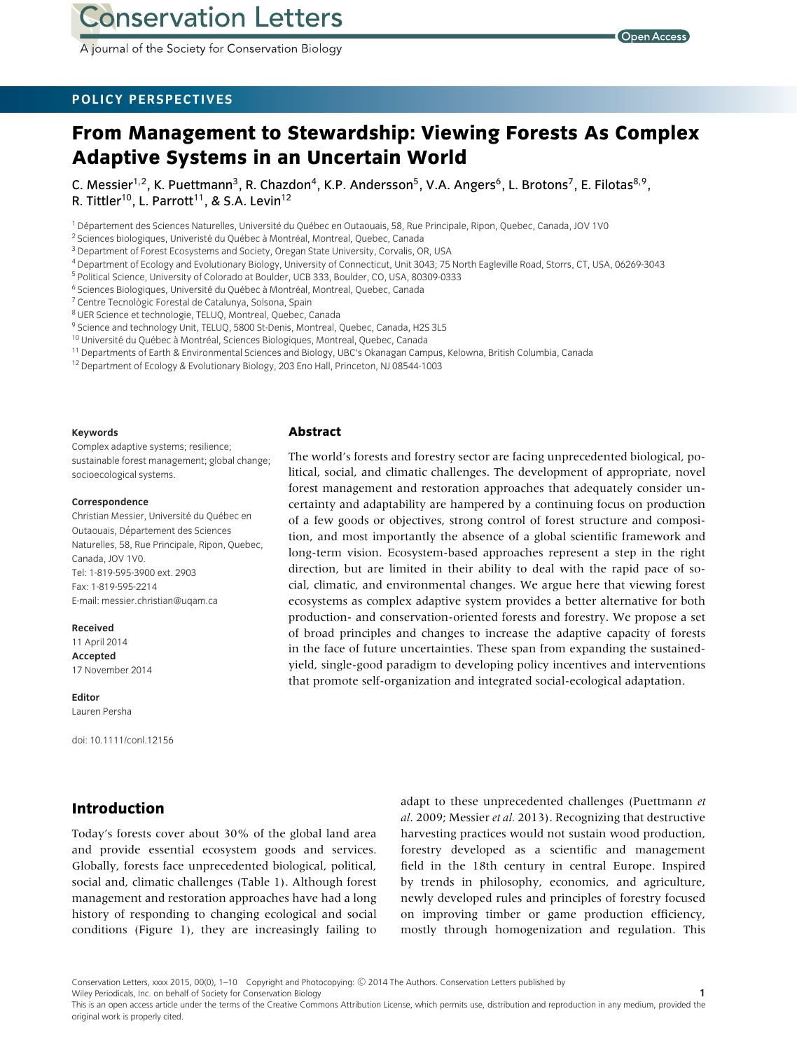POLICY PERSPECTIVES

# From Management to Stewardship: Viewing Forests As Complex Adaptive Systems in an Uncertain World

C. Messier[1,2], K. Puettmann[3], R. Chazdon[4], K.P. Andersson[5], V.A. Angers[6], L. Brotons[7], E. Filotas[8,9], R. Tittler[10], L. Parrott[11], & S.A. Levin[12]

[1] Département des Sciences Naturelles, Université du Québec en Outaouais, 58, Rue Principale, Ripon, Quebec, Canada, J0V 1V0
[2] Sciences biologiques, Univeristé du Québec à Montréal, Montreal, Quebec, Canada
[3] Department of Forest Ecosystems and Society, Oregan State University, Corvalis, OR, USA
[4] Department of Ecology and Evolutionary Biology, University of Connecticut, Unit 3043; 75 North Eagleville Road, Storrs, CT, USA, 06269-3043
[5] Political Science, University of Colorado at Boulder, UCB 333, Boulder, CO, USA, 80309-0333
[6] Sciences Biologiques, Université du Québec à Montréal, Montreal, Quebec, Canada
[7] Centre Tecnològic Forestal de Catalunya, Solsona, Spain
[8] UER Science et technologie, TELUQ, Montreal, Quebec, Canada
[9] Science and technology Unit, TELUQ, 5800 St-Denis, Montreal, Quebec, Canada, H2S 3L5
[10] Université du Québec à Montréal, Sciences Biologiques, Montreal, Quebec, Canada
[11] Departments of Earth & Environmental Sciences and Biology, UBC's Okanagan Campus, Kelowna, British Columbia, Canada
[12] Department of Ecology & Evolutionary Biology, 203 Eno Hall, Princeton, NJ 08544-1003

**Keywords**
Complex adaptive systems; resilience; sustainable forest management; global change; socioecological systems.

**Correspondence**
Christian Messier, Université du Québec en Outaouais, Département des Sciences Naturelles, 58, Rue Principale, Ripon, Quebec, Canada, J0V 1V0.
Tel: 1-819-595-3900 ext. 2903
Fax: 1-819-595-2214
E-mail: messier.christian@uqam.ca

**Received**
11 April 2014
**Accepted**
17 November 2014

**Editor**
Lauren Persha

doi: 10.1111/conl.12156

## Abstract

The world's forests and forestry sector are facing unprecedented biological, political, social, and climatic challenges. The development of appropriate, novel forest management and restoration approaches that adequately consider uncertainty and adaptability are hampered by a continuing focus on production of a few goods or objectives, strong control of forest structure and composition, and most importantly the absence of a global scientific framework and long-term vision. Ecosystem-based approaches represent a step in the right direction, but are limited in their ability to deal with the rapid pace of social, climatic, and environmental changes. We argue here that viewing forest ecosystems as complex adaptive system provides a better alternative for both production- and conservation-oriented forests and forestry. We propose a set of broad principles and changes to increase the adaptive capacity of forests in the face of future uncertainties. These span from expanding the sustained-yield, single-good paradigm to developing policy incentives and interventions that promote self-organization and integrated social-ecological adaptation.

## Introduction

Today's forests cover about 30% of the global land area and provide essential ecosystem goods and services. Globally, forests face unprecedented biological, political, social and, climatic challenges (Table 1). Although forest management and restoration approaches have had a long history of responding to changing ecological and social conditions (Figure 1), they are increasingly failing to adapt to these unprecedented challenges (Puettmann *et al.* 2009; Messier *et al.* 2013). Recognizing that destructive harvesting practices would not sustain wood production, forestry developed as a scientific and management field in the 18th century in central Europe. Inspired by trends in philosophy, economics, and agriculture, newly developed rules and principles of forestry focused on improving timber or game production efficiency, mostly through homogenization and regulation. This

Conservation Letters, xxxx 2015, 00(0), 1–10 Copyright and Photocopying: © 2014 The Authors. Conservation Letters published by Wiley Periodicals, Inc. on behalf of Society for Conservation Biology
This is an open access article under the terms of the Creative Commons Attribution License, which permits use, distribution and reproduction in any medium, provided the original work is properly cited.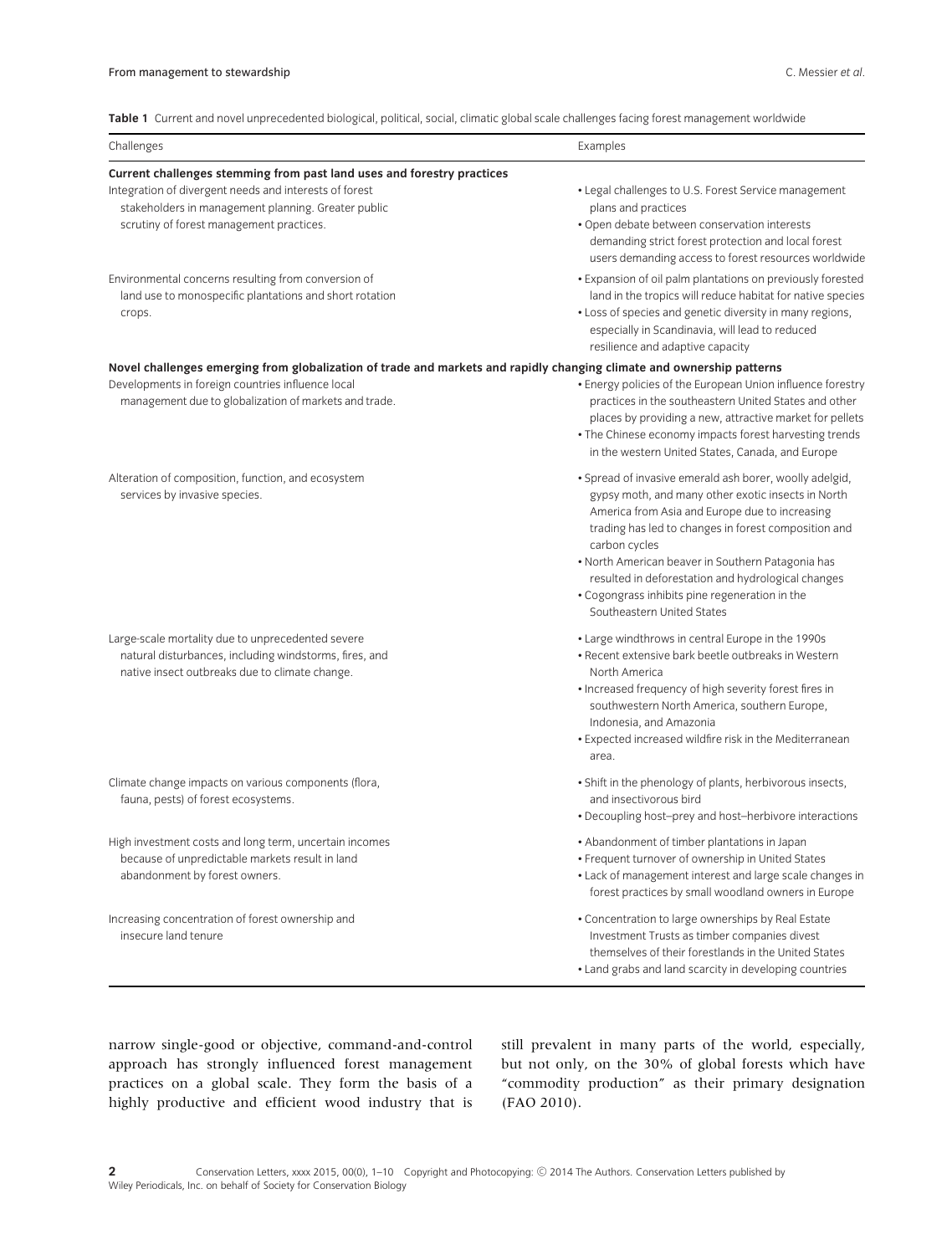**Table 1** Current and novel unprecedented biological, political, social, climatic global scale challenges facing forest management worldwide

| Challenges | Examples |
|---|---|
| **Current challenges stemming from past land uses and forestry practices** | |
| Integration of divergent needs and interests of forest stakeholders in management planning. Greater public scrutiny of forest management practices. | • Legal challenges to U.S. Forest Service management plans and practices<br>• Open debate between conservation interests demanding strict forest protection and local forest users demanding access to forest resources worldwide |
| Environmental concerns resulting from conversion of land use to monospecific plantations and short rotation crops. | • Expansion of oil palm plantations on previously forested land in the tropics will reduce habitat for native species<br>• Loss of species and genetic diversity in many regions, especially in Scandinavia, will lead to reduced resilience and adaptive capacity |
| **Novel challenges emerging from globalization of trade and markets and rapidly changing climate and ownership patterns** | |
| Developments in foreign countries influence local management due to globalization of markets and trade. | • Energy policies of the European Union influence forestry practices in the southeastern United States and other places by providing a new, attractive market for pellets<br>• The Chinese economy impacts forest harvesting trends in the western United States, Canada, and Europe |
| Alteration of composition, function, and ecosystem services by invasive species. | • Spread of invasive emerald ash borer, woolly adelgid, gypsy moth, and many other exotic insects in North America from Asia and Europe due to increasing trading has led to changes in forest composition and carbon cycles<br>• North American beaver in Southern Patagonia has resulted in deforestation and hydrological changes<br>• Cogongrass inhibits pine regeneration in the Southeastern United States |
| Large-scale mortality due to unprecedented severe natural disturbances, including windstorms, fires, and native insect outbreaks due to climate change. | • Large windthrows in central Europe in the 1990s<br>• Recent extensive bark beetle outbreaks in Western North America<br>• Increased frequency of high severity forest fires in southwestern North America, southern Europe, Indonesia, and Amazonia<br>• Expected increased wildfire risk in the Mediterranean area. |
| Climate change impacts on various components (flora, fauna, pests) of forest ecosystems. | • Shift in the phenology of plants, herbivorous insects, and insectivorous bird<br>• Decoupling host–prey and host–herbivore interactions |
| High investment costs and long term, uncertain incomes because of unpredictable markets result in land abandonment by forest owners. | • Abandonment of timber plantations in Japan<br>• Frequent turnover of ownership in United States<br>• Lack of management interest and large scale changes in forest practices by small woodland owners in Europe |
| Increasing concentration of forest ownership and insecure land tenure | • Concentration to large ownerships by Real Estate Investment Trusts as timber companies divest themselves of their forestlands in the United States<br>• Land grabs and land scarcity in developing countries |

narrow single-good or objective, command-and-control approach has strongly influenced forest management practices on a global scale. They form the basis of a highly productive and efficient wood industry that is still prevalent in many parts of the world, especially, but not only, on the 30% of global forests which have "commodity production" as their primary designation (FAO 2010).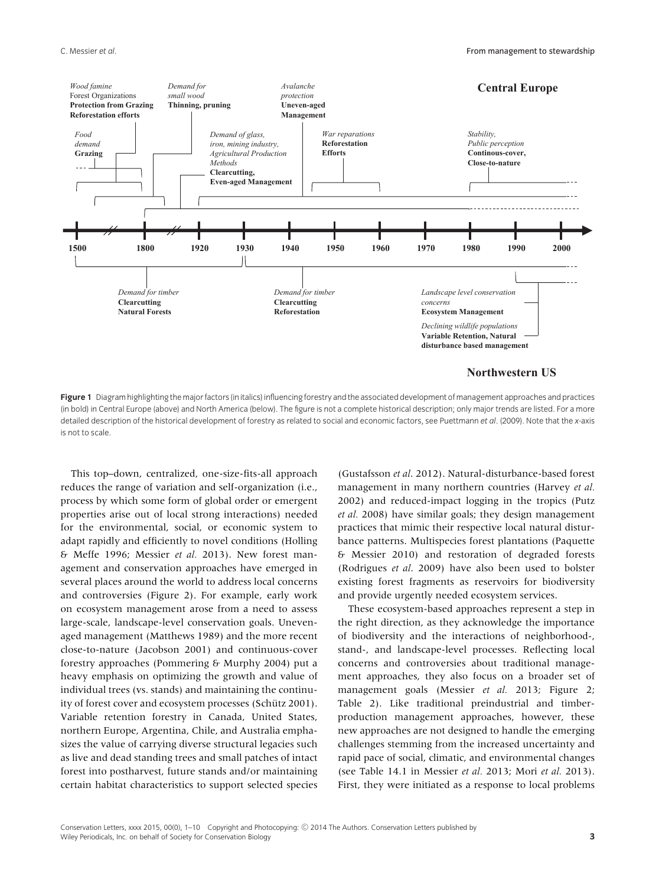**Figure 1** Diagram highlighting the major factors (in italics) influencing forestry and the associated development of management approaches and practices (in bold) in Central Europe (above) and North America (below). The figure is not a complete historical description; only major trends are listed. For a more detailed description of the historical development of forestry as related to social and economic factors, see Puettmann *et al*. (2009). Note that the *x*-axis is not to scale.

This top–down, centralized, one-size-fits-all approach reduces the range of variation and self-organization (i.e., process by which some form of global order or emergent properties arise out of local strong interactions) needed for the environmental, social, or economic system to adapt rapidly and efficiently to novel conditions (Holling & Meffe 1996; Messier *et al.* 2013). New forest management and conservation approaches have emerged in several places around the world to address local concerns and controversies (Figure 2). For example, early work on ecosystem management arose from a need to assess large-scale, landscape-level conservation goals. Uneven-aged management (Matthews 1989) and the more recent close-to-nature (Jacobson 2001) and continuous-cover forestry approaches (Pommering & Murphy 2004) put a heavy emphasis on optimizing the growth and value of individual trees (vs. stands) and maintaining the continuity of forest cover and ecosystem processes (Schütz 2001). Variable retention forestry in Canada, United States, northern Europe, Argentina, Chile, and Australia emphasizes the value of carrying diverse structural legacies such as live and dead standing trees and small patches of intact forest into postharvest, future stands and/or maintaining certain habitat characteristics to support selected species (Gustafsson *et al*. 2012). Natural-disturbance-based forest management in many northern countries (Harvey *et al.* 2002) and reduced-impact logging in the tropics (Putz *et al.* 2008) have similar goals; they design management practices that mimic their respective local natural disturbance patterns. Multispecies forest plantations (Paquette & Messier 2010) and restoration of degraded forests (Rodrigues *et al*. 2009) have also been used to bolster existing forest fragments as reservoirs for biodiversity and provide urgently needed ecosystem services.

These ecosystem-based approaches represent a step in the right direction, as they acknowledge the importance of biodiversity and the interactions of neighborhood-, stand-, and landscape-level processes. Reflecting local concerns and controversies about traditional management approaches, they also focus on a broader set of management goals (Messier *et al.* 2013; Figure 2; Table 2). Like traditional preindustrial and timber-production management approaches, however, these new approaches are not designed to handle the emerging challenges stemming from the increased uncertainty and rapid pace of social, climatic, and environmental changes (see Table 14.1 in Messier *et al.* 2013; Mori *et al.* 2013). First, they were initiated as a response to local problems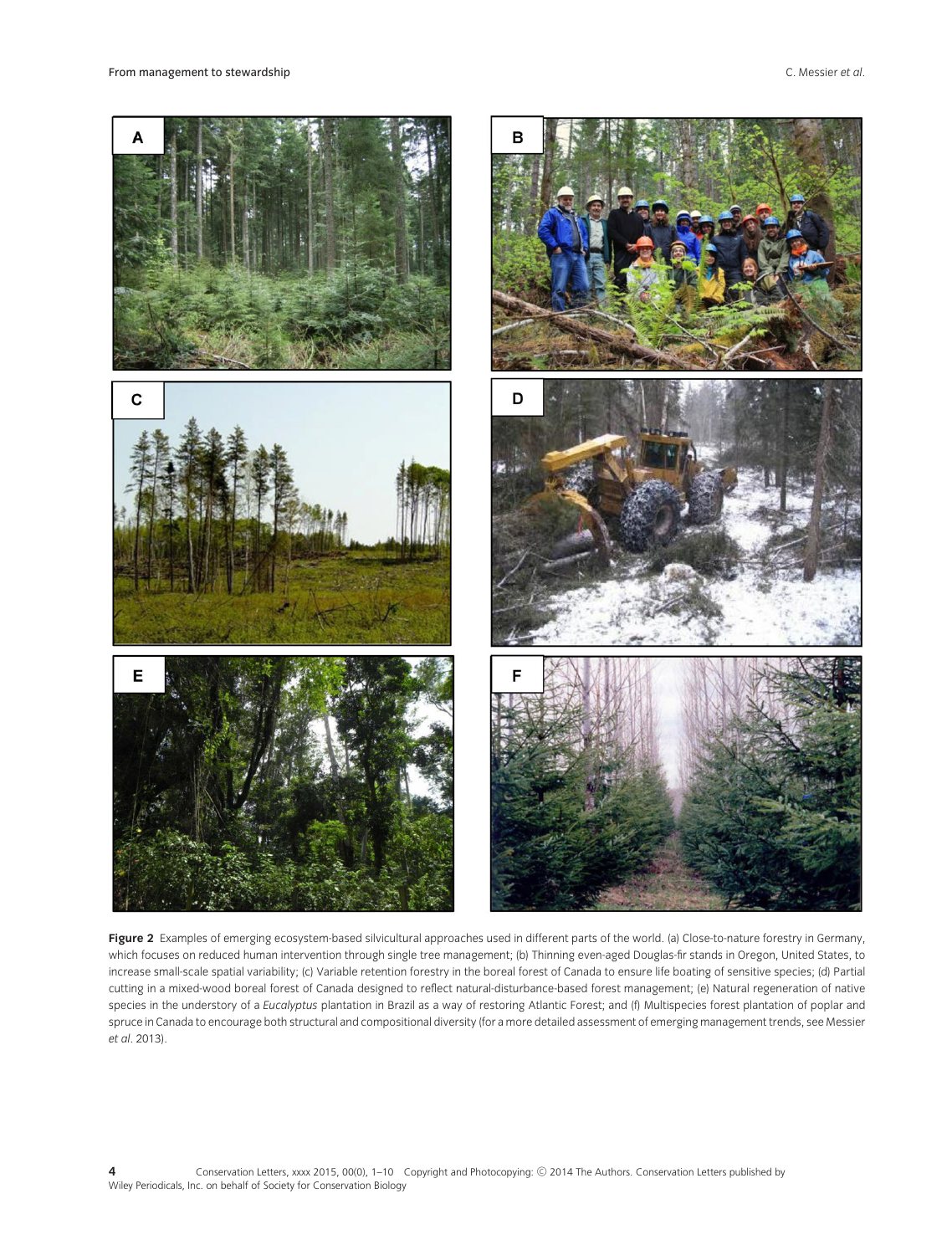**Figure 2** Examples of emerging ecosystem-based silvicultural approaches used in different parts of the world. (a) Close-to-nature forestry in Germany, which focuses on reduced human intervention through single tree management; (b) Thinning even-aged Douglas-fir stands in Oregon, United States, to increase small-scale spatial variability; (c) Variable retention forestry in the boreal forest of Canada to ensure life boating of sensitive species; (d) Partial cutting in a mixed-wood boreal forest of Canada designed to reflect natural-disturbance-based forest management; (e) Natural regeneration of native species in the understory of a *Eucalyptus* plantation in Brazil as a way of restoring Atlantic Forest; and (f) Multispecies forest plantation of poplar and spruce in Canada to encourage both structural and compositional diversity (for a more detailed assessment of emerging management trends, see Messier *et al*. 2013).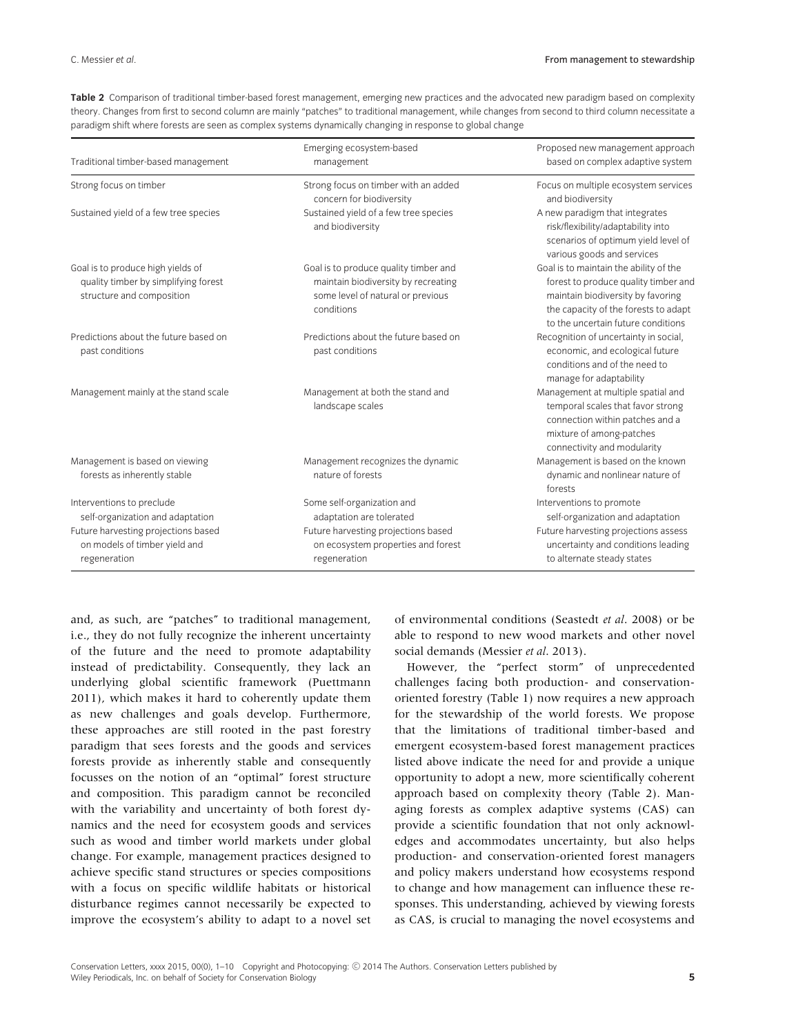**Table 2** Comparison of traditional timber-based forest management, emerging new practices and the advocated new paradigm based on complexity theory. Changes from first to second column are mainly "patches" to traditional management, while changes from second to third column necessitate a paradigm shift where forests are seen as complex systems dynamically changing in response to global change

| Traditional timber-based management | Emerging ecosystem-based management | Proposed new management approach based on complex adaptive system |
|---|---|---|
| Strong focus on timber | Strong focus on timber with an added concern for biodiversity | Focus on multiple ecosystem services and biodiversity |
| Sustained yield of a few tree species | Sustained yield of a few tree species and biodiversity | A new paradigm that integrates risk/flexibility/adaptability into scenarios of optimum yield level of various goods and services |
| Goal is to produce high yields of quality timber by simplifying forest structure and composition | Goal is to produce quality timber and maintain biodiversity by recreating some level of natural or previous conditions | Goal is to maintain the ability of the forest to produce quality timber and maintain biodiversity by favoring the capacity of the forests to adapt to the uncertain future conditions |
| Predictions about the future based on past conditions | Predictions about the future based on past conditions | Recognition of uncertainty in social, economic, and ecological future conditions and of the need to manage for adaptability |
| Management mainly at the stand scale | Management at both the stand and landscape scales | Management at multiple spatial and temporal scales that favor strong connection within patches and a mixture of among-patches connectivity and modularity |
| Management is based on viewing forests as inherently stable | Management recognizes the dynamic nature of forests | Management is based on the known dynamic and nonlinear nature of forests |
| Interventions to preclude self-organization and adaptation | Some self-organization and adaptation are tolerated | Interventions to promote self-organization and adaptation |
| Future harvesting projections based on models of timber yield and regeneration | Future harvesting projections based on ecosystem properties and forest regeneration | Future harvesting projections assess uncertainty and conditions leading to alternate steady states |

and, as such, are "patches" to traditional management, i.e., they do not fully recognize the inherent uncertainty of the future and the need to promote adaptability instead of predictability. Consequently, they lack an underlying global scientific framework (Puettmann 2011), which makes it hard to coherently update them as new challenges and goals develop. Furthermore, these approaches are still rooted in the past forestry paradigm that sees forests and the goods and services forests provide as inherently stable and consequently focusses on the notion of an "optimal" forest structure and composition. This paradigm cannot be reconciled with the variability and uncertainty of both forest dynamics and the need for ecosystem goods and services such as wood and timber world markets under global change. For example, management practices designed to achieve specific stand structures or species compositions with a focus on specific wildlife habitats or historical disturbance regimes cannot necessarily be expected to improve the ecosystem's ability to adapt to a novel set of environmental conditions (Seastedt *et al*. 2008) or be able to respond to new wood markets and other novel social demands (Messier *et al*. 2013).

However, the "perfect storm" of unprecedented challenges facing both production- and conservation-oriented forestry (Table 1) now requires a new approach for the stewardship of the world forests. We propose that the limitations of traditional timber-based and emergent ecosystem-based forest management practices listed above indicate the need for and provide a unique opportunity to adopt a new, more scientifically coherent approach based on complexity theory (Table 2). Managing forests as complex adaptive systems (CAS) can provide a scientific foundation that not only acknowledges and accommodates uncertainty, but also helps production- and conservation-oriented forest managers and policy makers understand how ecosystems respond to change and how management can influence these responses. This understanding, achieved by viewing forests as CAS, is crucial to managing the novel ecosystems and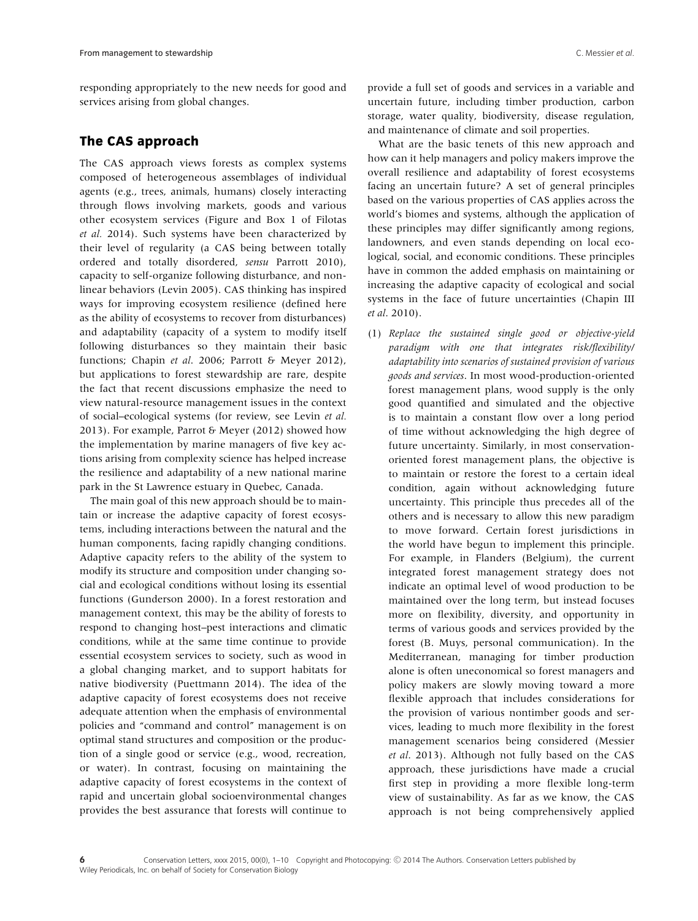responding appropriately to the new needs for good and services arising from global changes.

## The CAS approach

The CAS approach views forests as complex systems composed of heterogeneous assemblages of individual agents (e.g., trees, animals, humans) closely interacting through flows involving markets, goods and various other ecosystem services (Figure and Box 1 of Filotas *et al.* 2014). Such systems have been characterized by their level of regularity (a CAS being between totally ordered and totally disordered, *sensu* Parrott 2010), capacity to self-organize following disturbance, and nonlinear behaviors (Levin 2005). CAS thinking has inspired ways for improving ecosystem resilience (defined here as the ability of ecosystems to recover from disturbances) and adaptability (capacity of a system to modify itself following disturbances so they maintain their basic functions; Chapin *et al.* 2006; Parrott & Meyer 2012), but applications to forest stewardship are rare, despite the fact that recent discussions emphasize the need to view natural-resource management issues in the context of social–ecological systems (for review, see Levin *et al.* 2013). For example, Parrot & Meyer (2012) showed how the implementation by marine managers of five key actions arising from complexity science has helped increase the resilience and adaptability of a new national marine park in the St Lawrence estuary in Quebec, Canada.

The main goal of this new approach should be to maintain or increase the adaptive capacity of forest ecosystems, including interactions between the natural and the human components, facing rapidly changing conditions. Adaptive capacity refers to the ability of the system to modify its structure and composition under changing social and ecological conditions without losing its essential functions (Gunderson 2000). In a forest restoration and management context, this may be the ability of forests to respond to changing host–pest interactions and climatic conditions, while at the same time continue to provide essential ecosystem services to society, such as wood in a global changing market, and to support habitats for native biodiversity (Puettmann 2014). The idea of the adaptive capacity of forest ecosystems does not receive adequate attention when the emphasis of environmental policies and "command and control" management is on optimal stand structures and composition or the production of a single good or service (e.g., wood, recreation, or water). In contrast, focusing on maintaining the adaptive capacity of forest ecosystems in the context of rapid and uncertain global socioenvironmental changes provides the best assurance that forests will continue to provide a full set of goods and services in a variable and uncertain future, including timber production, carbon storage, water quality, biodiversity, disease regulation, and maintenance of climate and soil properties.

What are the basic tenets of this new approach and how can it help managers and policy makers improve the overall resilience and adaptability of forest ecosystems facing an uncertain future? A set of general principles based on the various properties of CAS applies across the world's biomes and systems, although the application of these principles may differ significantly among regions, landowners, and even stands depending on local ecological, social, and economic conditions. These principles have in common the added emphasis on maintaining or increasing the adaptive capacity of ecological and social systems in the face of future uncertainties (Chapin III *et al.* 2010).

(1) *Replace the sustained single good or objective-yield paradigm with one that integrates risk/flexibility/adaptability into scenarios of sustained provision of various goods and services.* In most wood-production-oriented forest management plans, wood supply is the only good quantified and simulated and the objective is to maintain a constant flow over a long period of time without acknowledging the high degree of future uncertainty. Similarly, in most conservation-oriented forest management plans, the objective is to maintain or restore the forest to a certain ideal condition, again without acknowledging future uncertainty. This principle thus precedes all of the others and is necessary to allow this new paradigm to move forward. Certain forest jurisdictions in the world have begun to implement this principle. For example, in Flanders (Belgium), the current integrated forest management strategy does not indicate an optimal level of wood production to be maintained over the long term, but instead focuses more on flexibility, diversity, and opportunity in terms of various goods and services provided by the forest (B. Muys, personal communication). In the Mediterranean, managing for timber production alone is often uneconomical so forest managers and policy makers are slowly moving toward a more flexible approach that includes considerations for the provision of various nontimber goods and services, leading to much more flexibility in the forest management scenarios being considered (Messier *et al.* 2013). Although not fully based on the CAS approach, these jurisdictions have made a crucial first step in providing a more flexible long-term view of sustainability. As far as we know, the CAS approach is not being comprehensively applied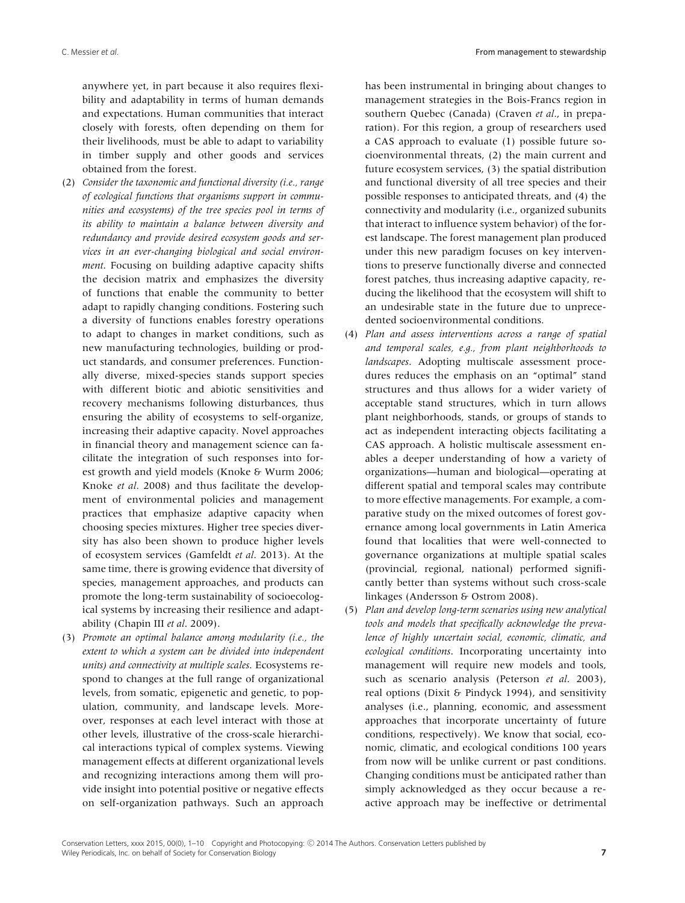anywhere yet, in part because it also requires flexibility and adaptability in terms of human demands and expectations. Human communities that interact closely with forests, often depending on them for their livelihoods, must be able to adapt to variability in timber supply and other goods and services obtained from the forest.

(2) *Consider the taxonomic and functional diversity (i.e., range of ecological functions that organisms support in communities and ecosystems) of the tree species pool in terms of its ability to maintain a balance between diversity and redundancy and provide desired ecosystem goods and services in an ever-changing biological and social environment.* Focusing on building adaptive capacity shifts the decision matrix and emphasizes the diversity of functions that enable the community to better adapt to rapidly changing conditions. Fostering such a diversity of functions enables forestry operations to adapt to changes in market conditions, such as new manufacturing technologies, building or product standards, and consumer preferences. Functionally diverse, mixed-species stands support species with different biotic and abiotic sensitivities and recovery mechanisms following disturbances, thus ensuring the ability of ecosystems to self-organize, increasing their adaptive capacity. Novel approaches in financial theory and management science can facilitate the integration of such responses into forest growth and yield models (Knoke & Wurm 2006; Knoke *et al*. 2008) and thus facilitate the development of environmental policies and management practices that emphasize adaptive capacity when choosing species mixtures. Higher tree species diversity has also been shown to produce higher levels of ecosystem services (Gamfeldt *et al*. 2013). At the same time, there is growing evidence that diversity of species, management approaches, and products can promote the long-term sustainability of socioecological systems by increasing their resilience and adaptability (Chapin III *et al*. 2009).

(3) *Promote an optimal balance among modularity (i.e., the extent to which a system can be divided into independent units) and connectivity at multiple scales.* Ecosystems respond to changes at the full range of organizational levels, from somatic, epigenetic and genetic, to population, community, and landscape levels. Moreover, responses at each level interact with those at other levels, illustrative of the cross-scale hierarchical interactions typical of complex systems. Viewing management effects at different organizational levels and recognizing interactions among them will provide insight into potential positive or negative effects on self-organization pathways. Such an approach has been instrumental in bringing about changes to management strategies in the Bois-Francs region in southern Quebec (Canada) (Craven *et al*., in preparation). For this region, a group of researchers used a CAS approach to evaluate (1) possible future socioenvironmental threats, (2) the main current and future ecosystem services, (3) the spatial distribution and functional diversity of all tree species and their possible responses to anticipated threats, and (4) the connectivity and modularity (i.e., organized subunits that interact to influence system behavior) of the forest landscape. The forest management plan produced under this new paradigm focuses on key interventions to preserve functionally diverse and connected forest patches, thus increasing adaptive capacity, reducing the likelihood that the ecosystem will shift to an undesirable state in the future due to unprecedented socioenvironmental conditions.

(4) *Plan and assess interventions across a range of spatial and temporal scales, e.g., from plant neighborhoods to landscapes.* Adopting multiscale assessment procedures reduces the emphasis on an "optimal" stand structures and thus allows for a wider variety of acceptable stand structures, which in turn allows plant neighborhoods, stands, or groups of stands to act as independent interacting objects facilitating a CAS approach. A holistic multiscale assessment enables a deeper understanding of how a variety of organizations—human and biological—operating at different spatial and temporal scales may contribute to more effective managements. For example, a comparative study on the mixed outcomes of forest governance among local governments in Latin America found that localities that were well-connected to governance organizations at multiple spatial scales (provincial, regional, national) performed significantly better than systems without such cross-scale linkages (Andersson & Ostrom 2008).

(5) *Plan and develop long-term scenarios using new analytical tools and models that specifically acknowledge the prevalence of highly uncertain social, economic, climatic, and ecological conditions.* Incorporating uncertainty into management will require new models and tools, such as scenario analysis (Peterson *et al*. 2003), real options (Dixit & Pindyck 1994), and sensitivity analyses (i.e., planning, economic, and assessment approaches that incorporate uncertainty of future conditions, respectively). We know that social, economic, climatic, and ecological conditions 100 years from now will be unlike current or past conditions. Changing conditions must be anticipated rather than simply acknowledged as they occur because a reactive approach may be ineffective or detrimental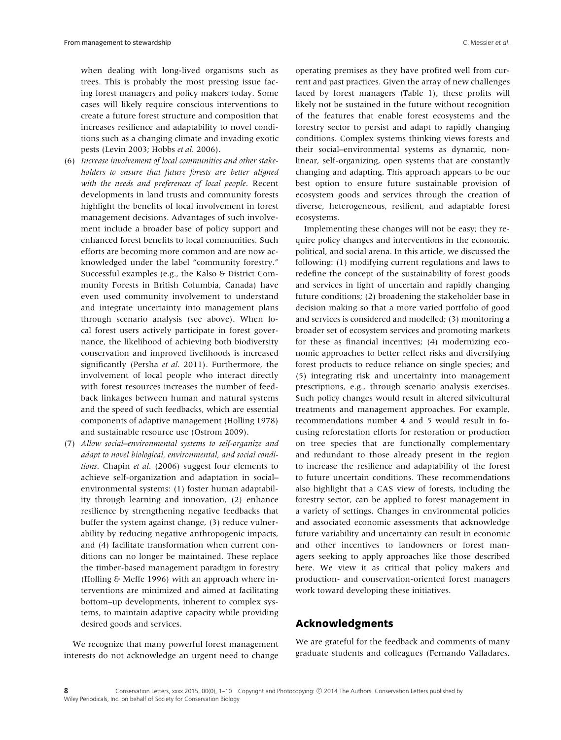when dealing with long-lived organisms such as trees. This is probably the most pressing issue facing forest managers and policy makers today. Some cases will likely require conscious interventions to create a future forest structure and composition that increases resilience and adaptability to novel conditions such as a changing climate and invading exotic pests (Levin 2003; Hobbs *et al*. 2006).

(6) *Increase involvement of local communities and other stakeholders to ensure that future forests are better aligned with the needs and preferences of local people*. Recent developments in land trusts and community forests highlight the benefits of local involvement in forest management decisions. Advantages of such involvement include a broader base of policy support and enhanced forest benefits to local communities. Such efforts are becoming more common and are now acknowledged under the label "community forestry." Successful examples (e.g., the Kalso & District Community Forests in British Columbia, Canada) have even used community involvement to understand and integrate uncertainty into management plans through scenario analysis (see above). When local forest users actively participate in forest governance, the likelihood of achieving both biodiversity conservation and improved livelihoods is increased significantly (Persha *et al*. 2011). Furthermore, the involvement of local people who interact directly with forest resources increases the number of feedback linkages between human and natural systems and the speed of such feedbacks, which are essential components of adaptive management (Holling 1978) and sustainable resource use (Ostrom 2009).

(7) *Allow social–environmental systems to self-organize and adapt to novel biological, environmental, and social conditions*. Chapin *et al*. (2006) suggest four elements to achieve self-organization and adaptation in social–environmental systems: (1) foster human adaptability through learning and innovation, (2) enhance resilience by strengthening negative feedbacks that buffer the system against change, (3) reduce vulnerability by reducing negative anthropogenic impacts, and (4) facilitate transformation when current conditions can no longer be maintained. These replace the timber-based management paradigm in forestry (Holling & Meffe 1996) with an approach where interventions are minimized and aimed at facilitating bottom–up developments, inherent to complex systems, to maintain adaptive capacity while providing desired goods and services.

We recognize that many powerful forest management interests do not acknowledge an urgent need to change operating premises as they have profited well from current and past practices. Given the array of new challenges faced by forest managers (Table 1), these profits will likely not be sustained in the future without recognition of the features that enable forest ecosystems and the forestry sector to persist and adapt to rapidly changing conditions. Complex systems thinking views forests and their social–environmental systems as dynamic, nonlinear, self-organizing, open systems that are constantly changing and adapting. This approach appears to be our best option to ensure future sustainable provision of ecosystem goods and services through the creation of diverse, heterogeneous, resilient, and adaptable forest ecosystems.

Implementing these changes will not be easy; they require policy changes and interventions in the economic, political, and social arena. In this article, we discussed the following: (1) modifying current regulations and laws to redefine the concept of the sustainability of forest goods and services in light of uncertain and rapidly changing future conditions; (2) broadening the stakeholder base in decision making so that a more varied portfolio of good and services is considered and modelled; (3) monitoring a broader set of ecosystem services and promoting markets for these as financial incentives; (4) modernizing economic approaches to better reflect risks and diversifying forest products to reduce reliance on single species; and (5) integrating risk and uncertainty into management prescriptions, e.g., through scenario analysis exercises. Such policy changes would result in altered silvicultural treatments and management approaches. For example, recommendations number 4 and 5 would result in focusing reforestation efforts for restoration or production on tree species that are functionally complementary and redundant to those already present in the region to increase the resilience and adaptability of the forest to future uncertain conditions. These recommendations also highlight that a CAS view of forests, including the forestry sector, can be applied to forest management in a variety of settings. Changes in environmental policies and associated economic assessments that acknowledge future variability and uncertainty can result in economic and other incentives to landowners or forest managers seeking to apply approaches like those described here. We view it as critical that policy makers and production- and conservation-oriented forest managers work toward developing these initiatives.

## Acknowledgments

We are grateful for the feedback and comments of many graduate students and colleagues (Fernando Valladares,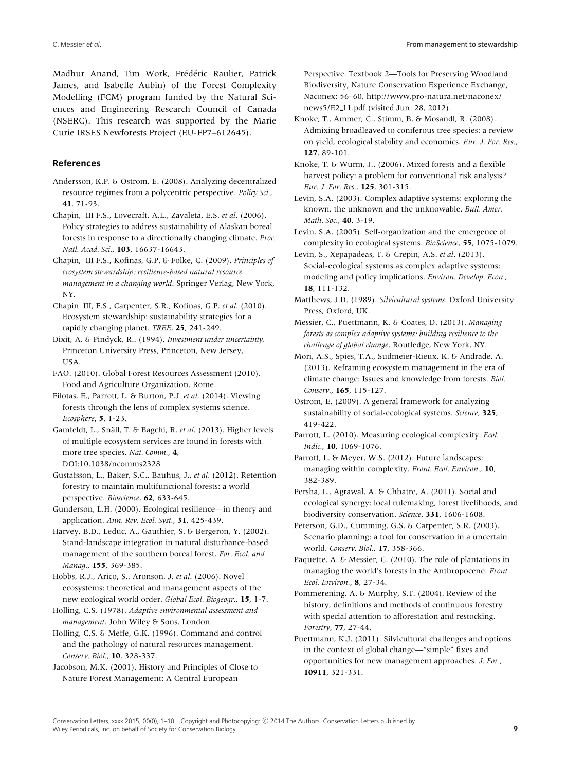Madhur Anand, Tim Work, Frédéric Raulier, Patrick James, and Isabelle Aubin) of the Forest Complexity Modelling (FCM) program funded by the Natural Sciences and Engineering Research Council of Canada (NSERC). This research was supported by the Marie Curie IRSES Newforests Project (EU-FP7–612645).

## References

Andersson, K.P. & Ostrom, E. (2008). Analyzing decentralized resource regimes from a polycentric perspective. *Policy Sci.*, **41**, 71-93.

Chapin, III F.S., Lovecraft, A.L., Zavaleta, E.S. *et al*. (2006). Policy strategies to address sustainability of Alaskan boreal forests in response to a directionally changing climate. *Proc. Natl. Acad. Sci.*, **103**, 16637-16643.

Chapin, III F.S., Kofinas, G.P. & Folke, C. (2009). *Principles of ecosystem stewardship: resilience-based natural resource management in a changing world*. Springer Verlag, New York, NY.

Chapin III, F.S., Carpenter, S.R., Kofinas, G.P. *et al*. (2010). Ecosystem stewardship: sustainability strategies for a rapidly changing planet. *TREE*, **25**, 241-249.

Dixit, A. & Pindyck, R.. (1994). *Investment under uncertainty*. Princeton University Press, Princeton, New Jersey, USA.

FAO. (2010). Global Forest Resources Assessment (2010). Food and Agriculture Organization, Rome.

Filotas, E., Parrott, L. & Burton, P.J. *et al*. (2014). Viewing forests through the lens of complex systems science. *Ecosphere*, **5**, 1-23.

Gamfeldt, L., Snäll, T. & Bagchi, R. *et al*. (2013). Higher levels of multiple ecosystem services are found in forests with more tree species. *Nat. Comm.*, **4**, DOI:10.1038/ncomms2328

Gustafsson, L., Baker, S.C., Bauhus, J., *et al*. (2012). Retention forestry to maintain multifunctional forests: a world perspective. *Bioscience*, **62**, 633-645.

Gunderson, L.H. (2000). Ecological resilience—in theory and application. *Ann. Rev. Ecol. Syst.*, **31**, 425-439.

Harvey, B.D., Leduc, A., Gauthier, S. & Bergeron, Y. (2002). Stand-landscape integration in natural disturbance-based management of the southern boreal forest. *For. Ecol. and Manag.*, **155**, 369-385.

Hobbs, R.J., Arico, S., Aronson, J. *et al*. (2006). Novel ecosystems: theoretical and management aspects of the new ecological world order. *Global Ecol. Biogeogr.*, **15**, 1-7.

Holling, C.S. (1978). *Adaptive environmental assessment and management*. John Wiley & Sons, London.

Holling, C.S. & Meffe, G.K. (1996). Command and control and the pathology of natural resources management. *Conserv. Biol.*, **10**, 328-337.

Jacobson, M.K. (2001). History and Principles of Close to Nature Forest Management: A Central European Perspective. Textbook 2—Tools for Preserving Woodland Biodiversity, Nature Conservation Experience Exchange, Naconex: 56–60, http://www.pro-natura.net/naconex/news5/E2_11.pdf (visited Jun. 28, 2012).

Knoke, T., Ammer, C., Stimm, B. & Mosandl, R. (2008). Admixing broadleaved to coniferous tree species: a review on yield, ecological stability and economics. *Eur. J. For. Res.*, **127**, 89-101.

Knoke, T. & Wurm, J.. (2006). Mixed forests and a flexible harvest policy: a problem for conventional risk analysis? *Eur. J. For. Res.*, **125**, 301-315.

Levin, S.A. (2003). Complex adaptive systems: exploring the known, the unknown and the unknowable. *Bull. Amer. Math. Soc.*, **40**, 3-19.

Levin, S.A. (2005). Self-organization and the emergence of complexity in ecological systems. *BioScience*, **55**, 1075-1079.

Levin, S., Xepapadeas, T. & Crepin, A.S. *et al*. (2013). Social-ecological systems as complex adaptive systems: modeling and policy implications. *Environ. Develop. Econ.*, **18**, 111-132.

Matthews, J.D. (1989). *Silvicultural systems*. Oxford University Press, Oxford, UK.

Messier, C., Puettmann, K. & Coates, D. (2013). *Managing forests as complex adaptive systems: building resilience to the challenge of global change*. Routledge, New York, NY.

Mori, A.S., Spies, T.A., Sudmeier-Rieux, K. & Andrade, A. (2013). Reframing ecosystem management in the era of climate change: Issues and knowledge from forests. *Biol. Conserv.*, **165**, 115-127.

Ostrom, E. (2009). A general framework for analyzing sustainability of social-ecological systems. *Science*, **325**, 419-422.

Parrott, L. (2010). Measuring ecological complexity. *Ecol. Indic.*, **10**, 1069-1076.

Parrott, L. & Meyer, W.S. (2012). Future landscapes: managing within complexity. *Front. Ecol. Environ.*, **10**, 382-389.

Persha, L., Agrawal, A. & Chhatre, A. (2011). Social and ecological synergy: local rulemaking, forest livelihoods, and biodiversity conservation. *Science*, **331**, 1606-1608.

Peterson, G.D., Cumming, G.S. & Carpenter, S.R. (2003). Scenario planning: a tool for conservation in a uncertain world. *Conserv. Biol.*, **17**, 358-366.

Paquette, A. & Messier, C. (2010). The role of plantations in managing the world's forests in the Anthropocene. *Front. Ecol. Environ.*, **8**, 27-34.

Pommerening, A. & Murphy, S.T. (2004). Review of the history, definitions and methods of continuous forestry with special attention to afforestation and restocking. *Forestry*, **77**, 27-44.

Puettmann, K.J. (2011). Silvicultural challenges and options in the context of global change—"simple" fixes and opportunities for new management approaches. *J. For.*, **10911**, 321-331.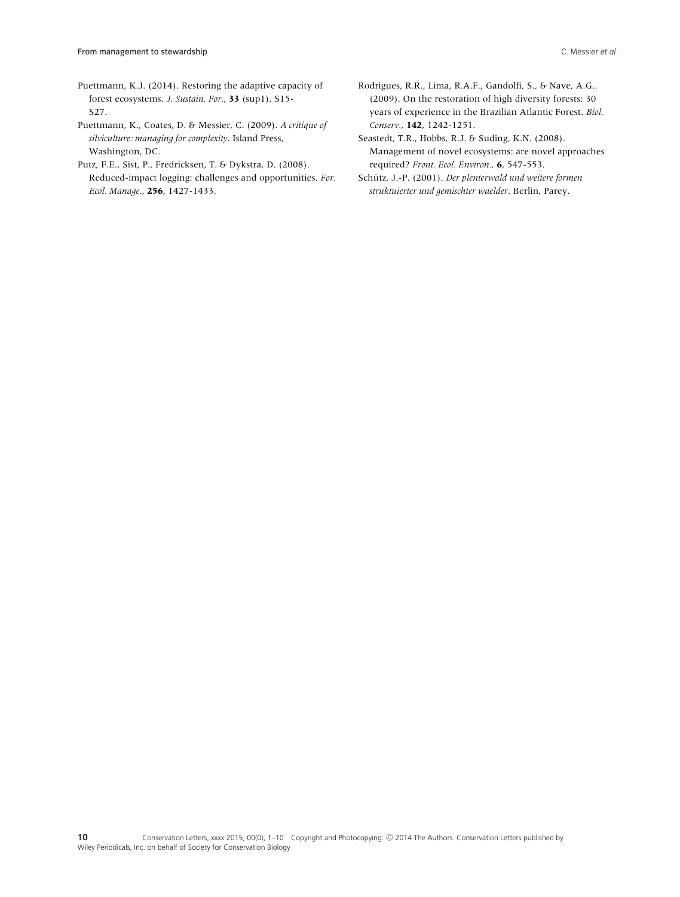Puettmann, K.J. (2014). Restoring the adaptive capacity of forest ecosystems. *J. Sustain. For.*, **33** (sup1), S15-S27.

Puettmann, K., Coates, D. & Messier, C. (2009). *A critique of silviculture: managing for complexity*. Island Press, Washington, DC.

Putz, F.E., Sist, P., Fredricksen, T. & Dykstra, D. (2008). Reduced-impact logging: challenges and opportunities. *For. Ecol. Manage.*, **256**, 1427-1433.

Rodrigues, R.R., Lima, R.A.F., Gandolfi, S., & Nave, A.G.. (2009). On the restoration of high diversity forests: 30 years of experience in the Brazilian Atlantic Forest. *Biol. Conserv.*, **142**, 1242-1251.

Seastedt, T.R., Hobbs, R.J. & Suding, K.N. (2008). Management of novel ecosystems: are novel approaches required? *Front. Ecol. Environ.*, **6**, 547-553.

Schütz, J.-P. (2001). *Der plenterwald und weitere formen struktuierter und gemischter waelder*. Berlin, Parey.